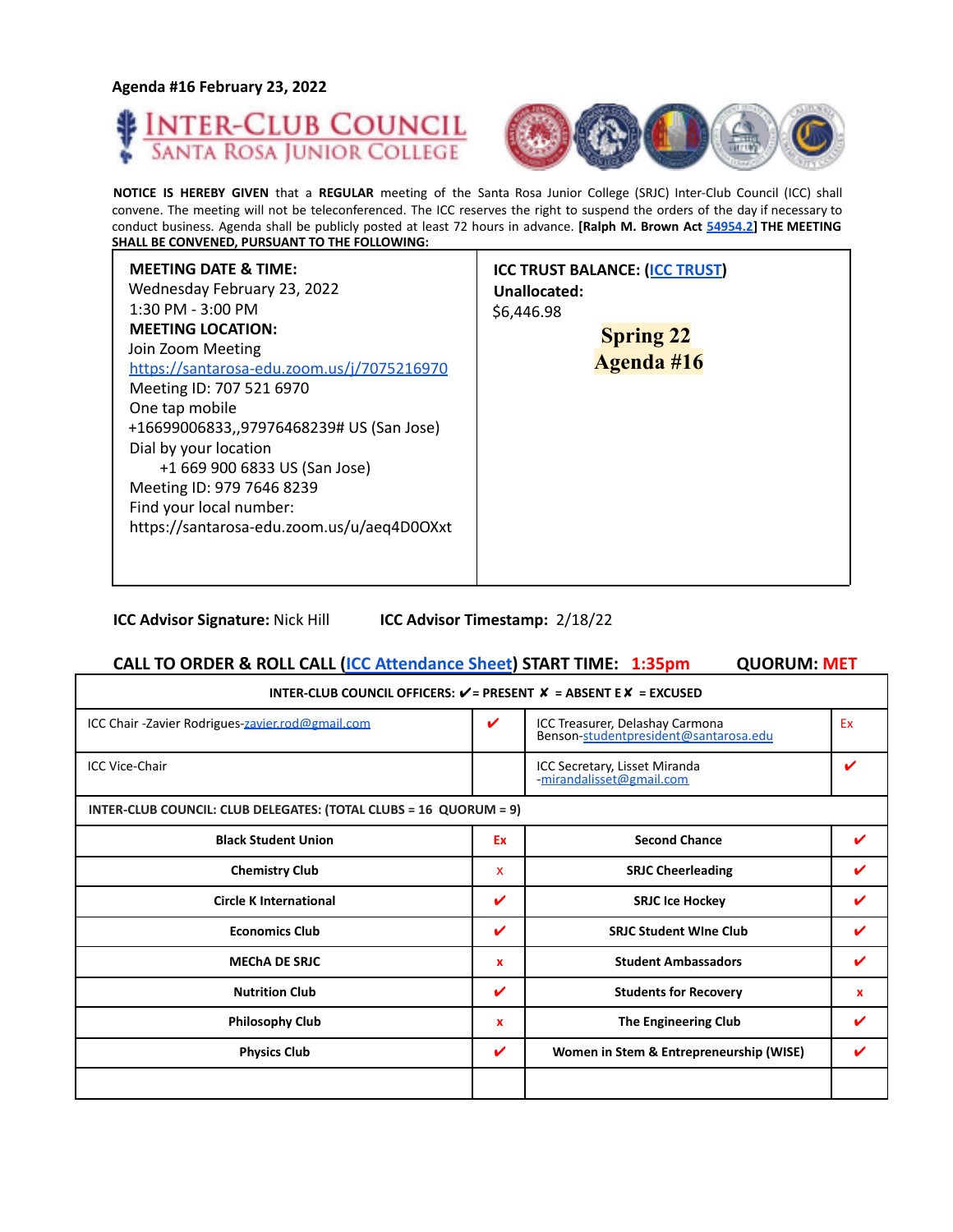Agenda #16 February 23, 2022

# INTER-CLUB COUNCIL
## SANTA ROSA JUNIOR COLLEGE

**NOTICE IS HEREBY GIVEN** that a **REGULAR** meeting of the Santa Rosa Junior College (SRJC) Inter-Club Council (ICC) shall convene. The meeting will not be teleconferenced. The ICC reserves the right to suspend the orders of the day if necessary to conduct business. Agenda shall be publicly posted at least 72 hours in advance. **[Ralph M. Brown Act 54954.2] THE MEETING SHALL BE CONVENED, PURSUANT TO THE FOLLOWING:**

| **MEETING DATE & TIME:**<br>Wednesday February 23, 2022<br>1:30 PM - 3:00 PM<br>**MEETING LOCATION:**<br>Join Zoom Meeting<br>https://santarosa-edu.zoom.us/j/7075216970<br>Meeting ID: 707 521 6970<br>One tap mobile<br>+16699006833,,97976468239# US (San Jose)<br>Dial by your location<br>+1 669 900 6833 US (San Jose)<br>Meeting ID: 979 7646 8239<br>Find your local number:<br>https://santarosa-edu.zoom.us/u/aeq4D0OXxt | **ICC TRUST BALANCE: (ICC TRUST)**<br>**Unallocated:**<br>$6,446.98<br>**Spring 22**<br>**Agenda #16** |
|---|---|

**ICC Advisor Signature:** Nick Hill  **ICC Advisor Timestamp:** 2/18/22

**CALL TO ORDER & ROLL CALL (ICC Attendance Sheet) START TIME: 1:35pm  QUORUM: MET**

| INTER-CLUB COUNCIL OFFICERS: ✔ = PRESENT ✘ = ABSENT E✘ = EXCUSED | | | |
|---|---|---|---|
| ICC Chair -Zavier Rodrigues-zavier.rod@gmail.com | ✔ | ICC Treasurer, Delashay Carmona Benson-studentpresident@santarosa.edu | Ex |
| ICC Vice-Chair | | ICC Secretary, Lisset Miranda -mirandalisset@gmail.com | ✔ |
| **INTER-CLUB COUNCIL: CLUB DELEGATES: (TOTAL CLUBS = 16 QUORUM = 9)** | | | |
| **Black Student Union** | Ex | **Second Chance** | ✔ |
| **Chemistry Club** | x | **SRJC Cheerleading** | ✔ |
| **Circle K International** | ✔ | **SRJC Ice Hockey** | ✔ |
| **Economics Club** | ✔ | **SRJC Student WIne Club** | ✔ |
| **MEChA DE SRJC** | x | **Student Ambassadors** | ✔ |
| **Nutrition Club** | ✔ | **Students for Recovery** | x |
| **Philosophy Club** | x | **The Engineering Club** | ✔ |
| **Physics Club** | ✔ | **Women in Stem & Entrepreneurship (WISE)** | ✔ |
| | | | |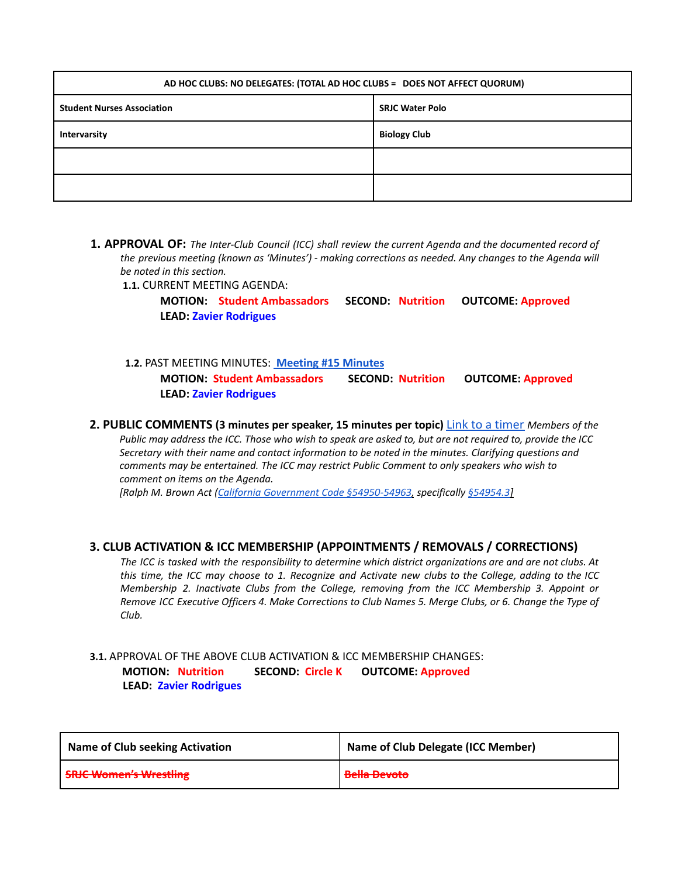| AD HOC CLUBS: NO DELEGATES: (TOTAL AD HOC CLUBS = DOES NOT AFFECT QUORUM) | |
|---|---|
| Student Nurses Association | SRJC Water Polo |
| Intervarsity | Biology Club |
| | |
| | |

1. **APPROVAL OF:** *The Inter-Club Council (ICC) shall review the current Agenda and the documented record of the previous meeting (known as 'Minutes') - making corrections as needed. Any changes to the Agenda will be noted in this section.*

   **1.1.** CURRENT MEETING AGENDA:

   **MOTION:** **Student Ambassadors** **SECOND:** **Nutrition** **OUTCOME:** **Approved**
   **LEAD:** **Zavier Rodrigues**

   **1.2.** PAST MEETING MINUTES: [**Meeting #15 Minutes**]()

   **MOTION:** **Student Ambassadors** **SECOND:** **Nutrition** **OUTCOME:** **Approved**
   **LEAD:** **Zavier Rodrigues**

2. **PUBLIC COMMENTS (3 minutes per speaker, 15 minutes per topic)** [Link to a timer]() *Members of the Public may address the ICC. Those who wish to speak are asked to, but are not required to, provide the ICC Secretary with their name and contact information to be noted in the minutes. Clarifying questions and comments may be entertained. The ICC may restrict Public Comment to only speakers who wish to comment on items on the Agenda.*
   *[Ralph M. Brown Act ([California Government Code §54950-54963](), specifically [§54954.3]())]*

## 3. CLUB ACTIVATION & ICC MEMBERSHIP (APPOINTMENTS / REMOVALS / CORRECTIONS)

*The ICC is tasked with the responsibility to determine which district organizations are and are not clubs. At this time, the ICC may choose to 1. Recognize and Activate new clubs to the College, adding to the ICC Membership 2. Inactivate Clubs from the College, removing from the ICC Membership 3. Appoint or Remove ICC Executive Officers 4. Make Corrections to Club Names 5. Merge Clubs, or 6. Change the Type of Club.*

**3.1.** APPROVAL OF THE ABOVE CLUB ACTIVATION & ICC MEMBERSHIP CHANGES:

**MOTION:** **Nutrition** **SECOND:** **Circle K** **OUTCOME:** **Approved**
**LEAD:** **Zavier Rodrigues**

| Name of Club seeking Activation | Name of Club Delegate (ICC Member) |
|---|---|
| ~~SRJC Women's Wrestling~~ | ~~Bella Devoto~~ |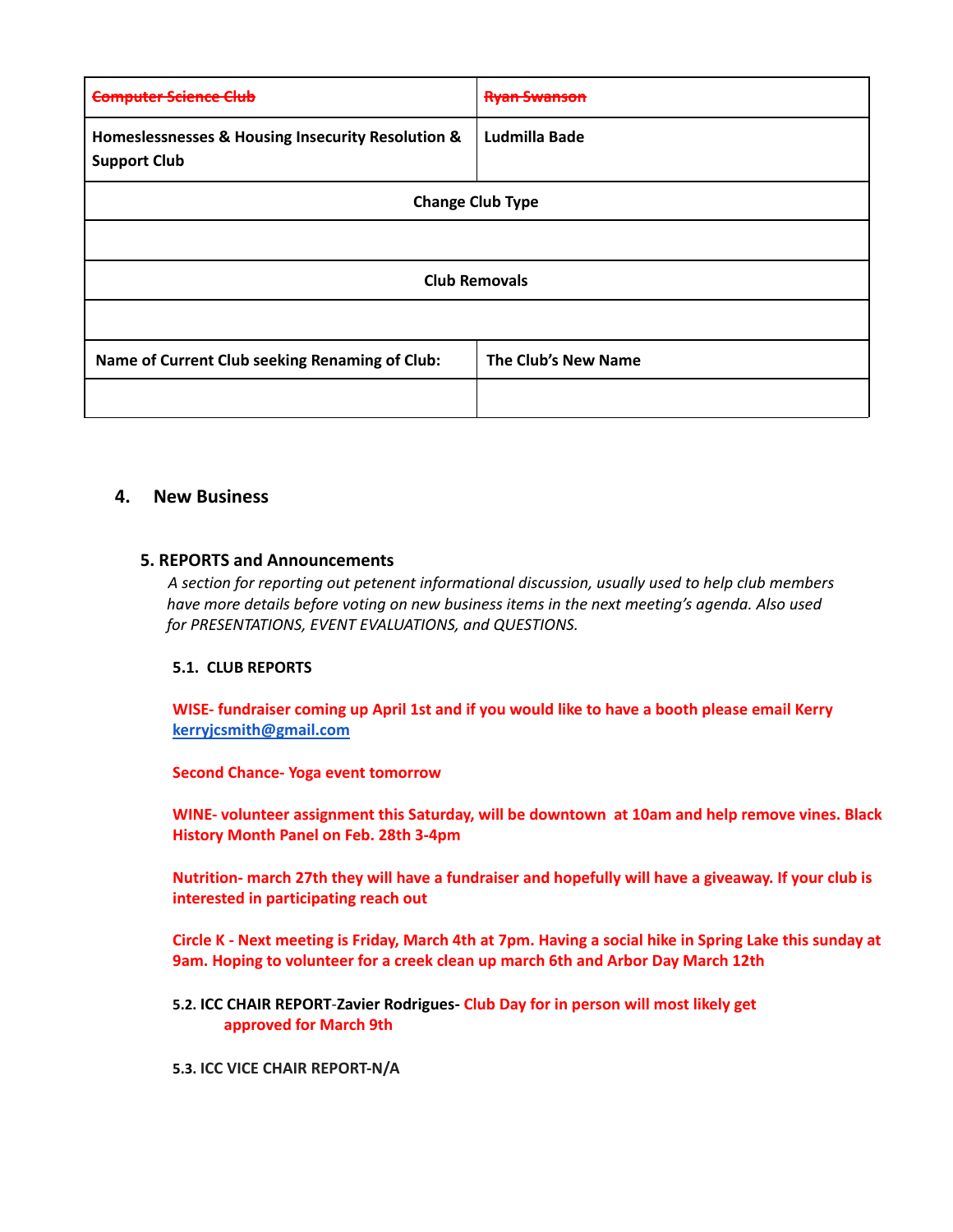| ~~Computer Science Club~~ | ~~Ryan Swanson~~ |
|---|---|
| **Homeslessnesses & Housing Insecurity Resolution & Support Club** | **Ludmilla Bade** |
| **Change Club Type** | |
| | |
| **Club Removals** | |
| | |
| **Name of Current Club seeking Renaming of Club:** | **The Club's New Name** |
| | |

## 4. New Business

### 5. REPORTS and Announcements

*A section for reporting out petenent informational discussion, usually used to help club members have more details before voting on new business items in the next meeting's agenda. Also used for PRESENTATIONS, EVENT EVALUATIONS, and QUESTIONS.*

**5.1. CLUB REPORTS**

**WISE- fundraiser coming up April 1st and if you would like to have a booth please email Kerry kerryjcsmith@gmail.com**

**Second Chance- Yoga event tomorrow**

**WINE- volunteer assignment this Saturday, will be downtown at 10am and help remove vines. Black History Month Panel on Feb. 28th 3-4pm**

**Nutrition- march 27th they will have a fundraiser and hopefully will have a giveaway. If your club is interested in participating reach out**

**Circle K - Next meeting is Friday, March 4th at 7pm. Having a social hike in Spring Lake this sunday at 9am. Hoping to volunteer for a creek clean up march 6th and Arbor Day March 12th**

**5.2. ICC CHAIR REPORT-Zavier Rodrigues- Club Day for in person will most likely get approved for March 9th**

**5.3. ICC VICE CHAIR REPORT-N/A**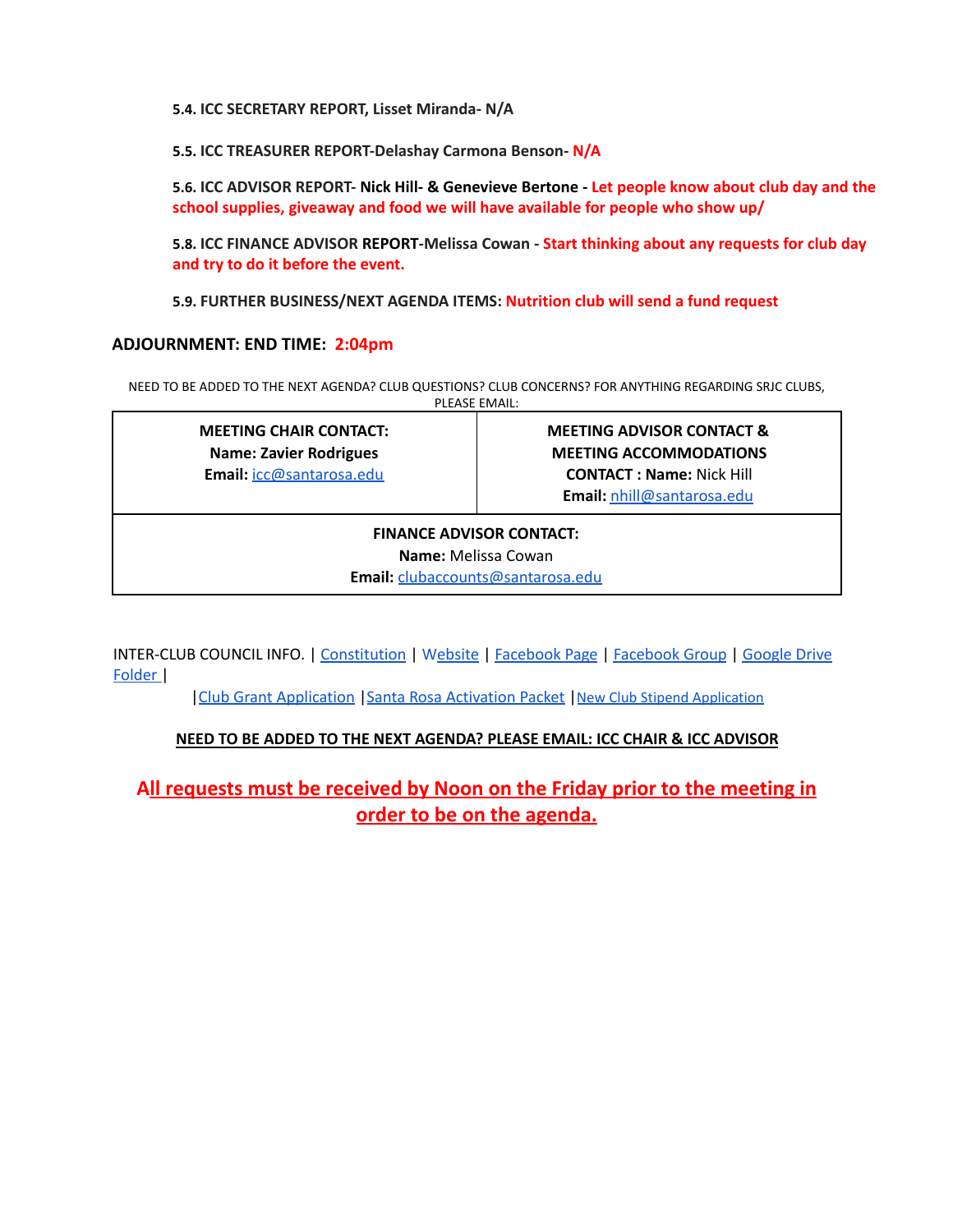**5.4. ICC SECRETARY REPORT, Lisset Miranda- N/A**

**5.5. ICC TREASURER REPORT-Delashay Carmona Benson- N/A**

**5.6. ICC ADVISOR REPORT- Nick Hill- & Genevieve Bertone - Let people know about club day and the school supplies, giveaway and food we will have available for people who show up/**

**5.8. ICC FINANCE ADVISOR REPORT-Melissa Cowan - Start thinking about any requests for club day and try to do it before the event.**

**5.9. FURTHER BUSINESS/NEXT AGENDA ITEMS: Nutrition club will send a fund request**

## ADJOURNMENT: END TIME: 2:04pm

NEED TO BE ADDED TO THE NEXT AGENDA? CLUB QUESTIONS? CLUB CONCERNS? FOR ANYTHING REGARDING SRJC CLUBS, PLEASE EMAIL:

| | |
|---|---|
| **MEETING CHAIR CONTACT:**<br>**Name: Zavier Rodrigues**<br>**Email:** icc@santarosa.edu | **MEETING ADVISOR CONTACT & MEETING ACCOMMODATIONS CONTACT : Name:** Nick Hill<br>**Email:** nhill@santarosa.edu |
| **FINANCE ADVISOR CONTACT:**<br>**Name:** Melissa Cowan<br>**Email:** clubaccounts@santarosa.edu | |

INTER-CLUB COUNCIL INFO. | Constitution | Website | Facebook Page | Facebook Group | Google Drive Folder |

|Club Grant Application |Santa Rosa Activation Packet |New Club Stipend Application

**NEED TO BE ADDED TO THE NEXT AGENDA? PLEASE EMAIL: ICC CHAIR & ICC ADVISOR**

**All requests must be received by Noon on the Friday prior to the meeting in order to be on the agenda.**